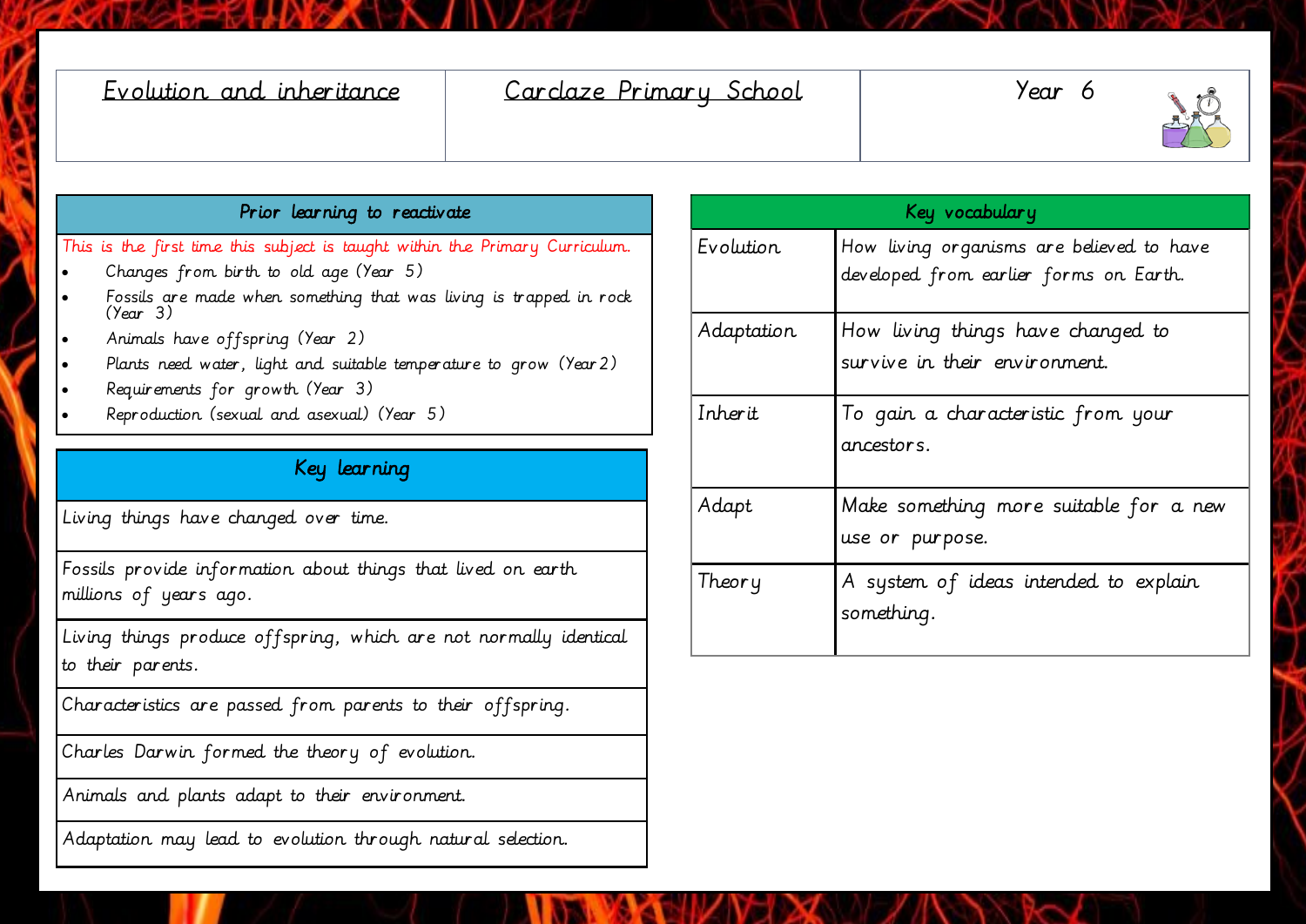| Evolution and inheritance | Carclaze Primary School | Year 6 |
|---|---|---|

## Prior learning to reactivate

This is the first time this subject is taught within the Primary Curriculum.

- Changes from birth to old age (Year 5)
- Fossils are made when something that was living is trapped in rock (Year 3)
- Animals have offspring (Year 2)
- Plants need water, light and suitable temperature to grow (Year 2)
- Requirements for growth (Year 3)
- Reproduction (sexual and asexual) (Year 5)

## Key learning

| Key learning |
|---|
| Living things have changed over time. |
| Fossils provide information about things that lived on earth millions of years ago. |
| Living things produce offspring, which are not normally identical to their parents. |
| Characteristics are passed from parents to their offspring. |
| Charles Darwin formed the theory of evolution. |
| Animals and plants adapt to their environment. |
| Adaptation may lead to evolution through natural selection. |

## Key vocabulary

| Word | Definition |
|---|---|
| Evolution | How living organisms are believed to have developed from earlier forms on Earth. |
| Adaptation | How living things have changed to survive in their environment. |
| Inherit | To gain a characteristic from your ancestors. |
| Adapt | Make something more suitable for a new use or purpose. |
| Theory | A system of ideas intended to explain something. |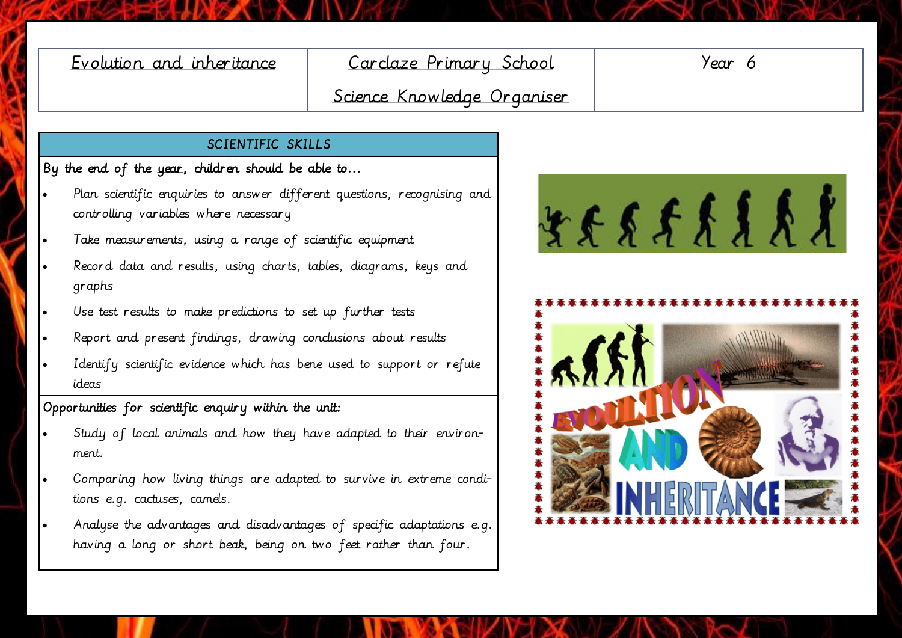| Evolution and inheritance | Carclaze Primary School<br>Science Knowledge Organiser | Year 6 |
|---|---|---|

## SCIENTIFIC SKILLS

By the end of the year, children should be able to…

- Plan scientific enquiries to answer different questions, recognising and controlling variables where necessary
- Take measurements, using a range of scientific equipment
- Record data and results, using charts, tables, diagrams, keys and graphs
- Use test results to make predictions to set up further tests
- Report and present findings, drawing conclusions about results
- Identify scientific evidence which has bene used to support or refute ideas

Opportunities for scientific enquiry within the unit:

- Study of local animals and how they have adapted to their environment.
- Comparing how living things are adapted to survive in extreme conditions e.g. cactuses, camels.
- Analyse the advantages and disadvantages of specific adaptations e.g. having a long or short beak, being on two feet rather than four.